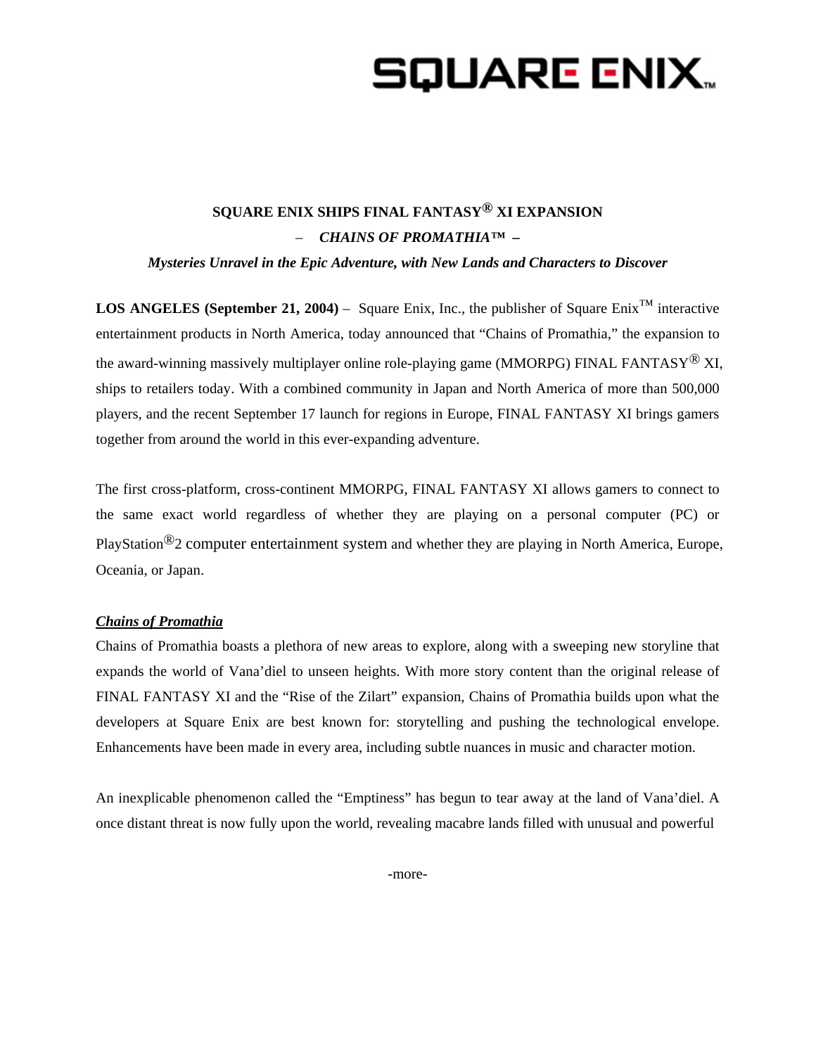SQUARE ENIX™

**SQUARE ENIX SHIPS FINAL FANTASY® XI EXPANSION**

– ***CHAINS OF PROMATHIA™*** –

***Mysteries Unravel in the Epic Adventure, with New Lands and Characters to Discover***

**LOS ANGELES (September 21, 2004)** – Square Enix, Inc., the publisher of Square Enix™ interactive entertainment products in North America, today announced that "Chains of Promathia," the expansion to the award-winning massively multiplayer online role-playing game (MMORPG) FINAL FANTASY® XI, ships to retailers today. With a combined community in Japan and North America of more than 500,000 players, and the recent September 17 launch for regions in Europe, FINAL FANTASY XI brings gamers together from around the world in this ever-expanding adventure.

The first cross-platform, cross-continent MMORPG, FINAL FANTASY XI allows gamers to connect to the same exact world regardless of whether they are playing on a personal computer (PC) or PlayStation®2 computer entertainment system and whether they are playing in North America, Europe, Oceania, or Japan.

***Chains of Promathia***

Chains of Promathia boasts a plethora of new areas to explore, along with a sweeping new storyline that expands the world of Vana'diel to unseen heights. With more story content than the original release of FINAL FANTASY XI and the "Rise of the Zilart" expansion, Chains of Promathia builds upon what the developers at Square Enix are best known for: storytelling and pushing the technological envelope. Enhancements have been made in every area, including subtle nuances in music and character motion.

An inexplicable phenomenon called the "Emptiness" has begun to tear away at the land of Vana'diel. A once distant threat is now fully upon the world, revealing macabre lands filled with unusual and powerful

-more-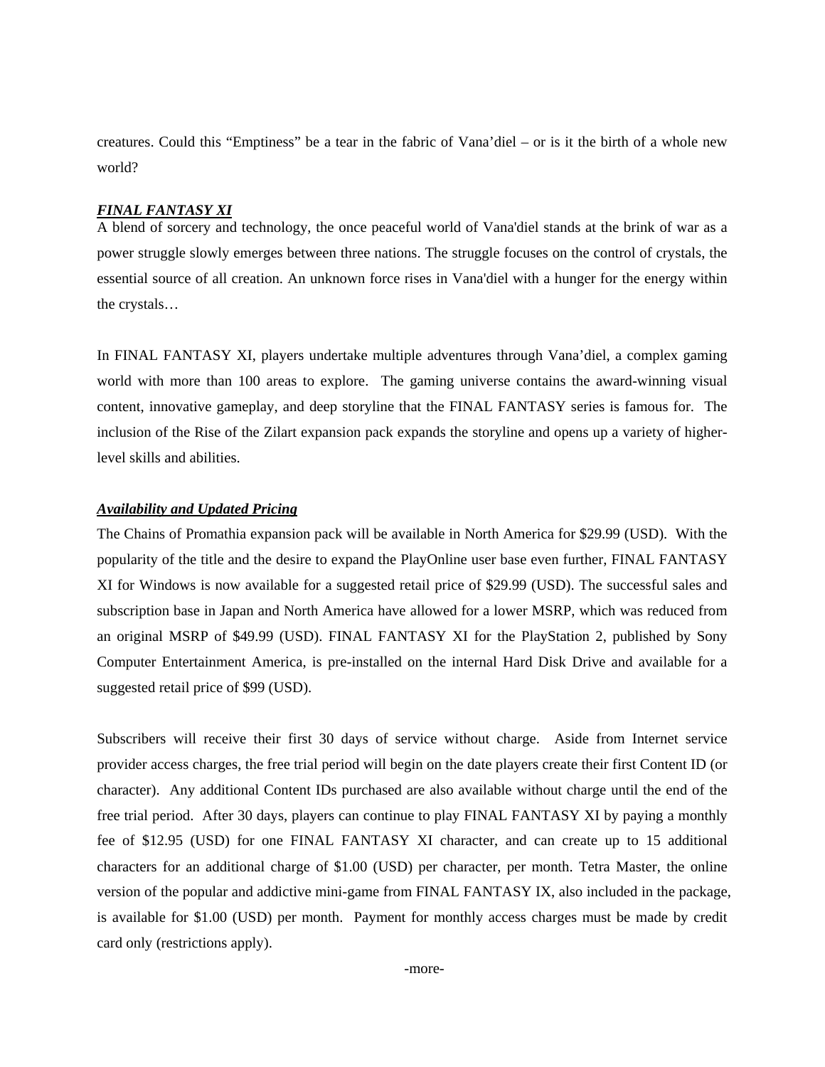creatures. Could this “Emptiness” be a tear in the fabric of Vana’diel – or is it the birth of a whole new world?

***FINAL FANTASY XI***

A blend of sorcery and technology, the once peaceful world of Vana'diel stands at the brink of war as a power struggle slowly emerges between three nations. The struggle focuses on the control of crystals, the essential source of all creation. An unknown force rises in Vana'diel with a hunger for the energy within the crystals…

In FINAL FANTASY XI, players undertake multiple adventures through Vana’diel, a complex gaming world with more than 100 areas to explore. The gaming universe contains the award-winning visual content, innovative gameplay, and deep storyline that the FINAL FANTASY series is famous for. The inclusion of the Rise of the Zilart expansion pack expands the storyline and opens up a variety of higher-level skills and abilities.

***Availability and Updated Pricing***

The Chains of Promathia expansion pack will be available in North America for $29.99 (USD). With the popularity of the title and the desire to expand the PlayOnline user base even further, FINAL FANTASY XI for Windows is now available for a suggested retail price of $29.99 (USD). The successful sales and subscription base in Japan and North America have allowed for a lower MSRP, which was reduced from an original MSRP of $49.99 (USD). FINAL FANTASY XI for the PlayStation 2, published by Sony Computer Entertainment America, is pre-installed on the internal Hard Disk Drive and available for a suggested retail price of $99 (USD).

Subscribers will receive their first 30 days of service without charge. Aside from Internet service provider access charges, the free trial period will begin on the date players create their first Content ID (or character). Any additional Content IDs purchased are also available without charge until the end of the free trial period. After 30 days, players can continue to play FINAL FANTASY XI by paying a monthly fee of $12.95 (USD) for one FINAL FANTASY XI character, and can create up to 15 additional characters for an additional charge of $1.00 (USD) per character, per month. Tetra Master, the online version of the popular and addictive mini-game from FINAL FANTASY IX, also included in the package, is available for $1.00 (USD) per month. Payment for monthly access charges must be made by credit card only (restrictions apply).

-more-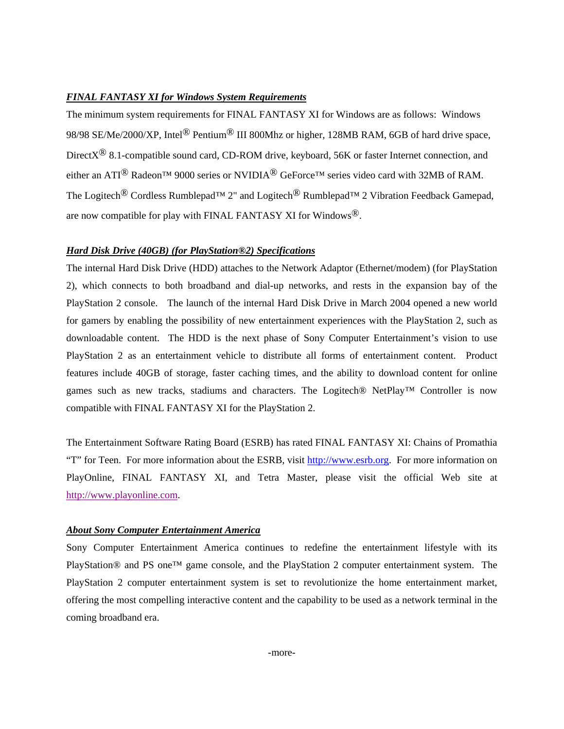***FINAL FANTASY XI for Windows System Requirements***

The minimum system requirements for FINAL FANTASY XI for Windows are as follows: Windows 98/98 SE/Me/2000/XP, Intel® Pentium® III 800Mhz or higher, 128MB RAM, 6GB of hard drive space, DirectX® 8.1-compatible sound card, CD-ROM drive, keyboard, 56K or faster Internet connection, and either an ATI® Radeon™ 9000 series or NVIDIA® GeForce™ series video card with 32MB of RAM. The Logitech® Cordless Rumblepad™ 2" and Logitech® Rumblepad™ 2 Vibration Feedback Gamepad, are now compatible for play with FINAL FANTASY XI for Windows®.

***Hard Disk Drive (40GB) (for PlayStation®2) Specifications***

The internal Hard Disk Drive (HDD) attaches to the Network Adaptor (Ethernet/modem) (for PlayStation 2), which connects to both broadband and dial-up networks, and rests in the expansion bay of the PlayStation 2 console. The launch of the internal Hard Disk Drive in March 2004 opened a new world for gamers by enabling the possibility of new entertainment experiences with the PlayStation 2, such as downloadable content. The HDD is the next phase of Sony Computer Entertainment's vision to use PlayStation 2 as an entertainment vehicle to distribute all forms of entertainment content. Product features include 40GB of storage, faster caching times, and the ability to download content for online games such as new tracks, stadiums and characters. The Logitech® NetPlay™ Controller is now compatible with FINAL FANTASY XI for the PlayStation 2.

The Entertainment Software Rating Board (ESRB) has rated FINAL FANTASY XI: Chains of Promathia "T" for Teen. For more information about the ESRB, visit http://www.esrb.org. For more information on PlayOnline, FINAL FANTASY XI, and Tetra Master, please visit the official Web site at http://www.playonline.com.

***About Sony Computer Entertainment America***

Sony Computer Entertainment America continues to redefine the entertainment lifestyle with its PlayStation® and PS one™ game console, and the PlayStation 2 computer entertainment system. The PlayStation 2 computer entertainment system is set to revolutionize the home entertainment market, offering the most compelling interactive content and the capability to be used as a network terminal in the coming broadband era.

-more-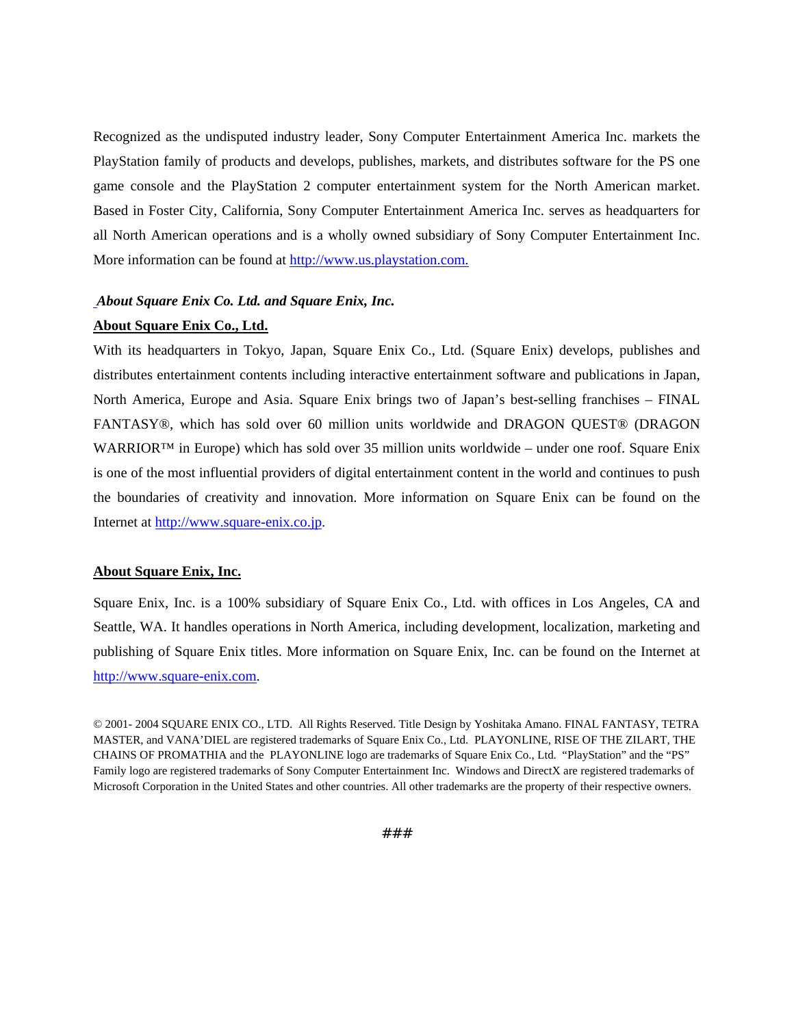Recognized as the undisputed industry leader, Sony Computer Entertainment America Inc. markets the PlayStation family of products and develops, publishes, markets, and distributes software for the PS one game console and the PlayStation 2 computer entertainment system for the North American market. Based in Foster City, California, Sony Computer Entertainment America Inc. serves as headquarters for all North American operations and is a wholly owned subsidiary of Sony Computer Entertainment Inc. More information can be found at http://www.us.playstation.com.

***About Square Enix Co. Ltd. and Square Enix, Inc.***

**About Square Enix Co., Ltd.**

With its headquarters in Tokyo, Japan, Square Enix Co., Ltd. (Square Enix) develops, publishes and distributes entertainment contents including interactive entertainment software and publications in Japan, North America, Europe and Asia. Square Enix brings two of Japan's best-selling franchises – FINAL FANTASY®, which has sold over 60 million units worldwide and DRAGON QUEST® (DRAGON WARRIOR™ in Europe) which has sold over 35 million units worldwide – under one roof. Square Enix is one of the most influential providers of digital entertainment content in the world and continues to push the boundaries of creativity and innovation. More information on Square Enix can be found on the Internet at http://www.square-enix.co.jp.

**About Square Enix, Inc.**

Square Enix, Inc. is a 100% subsidiary of Square Enix Co., Ltd. with offices in Los Angeles, CA and Seattle, WA. It handles operations in North America, including development, localization, marketing and publishing of Square Enix titles. More information on Square Enix, Inc. can be found on the Internet at http://www.square-enix.com.

© 2001- 2004 SQUARE ENIX CO., LTD. All Rights Reserved. Title Design by Yoshitaka Amano. FINAL FANTASY, TETRA MASTER, and VANA'DIEL are registered trademarks of Square Enix Co., Ltd. PLAYONLINE, RISE OF THE ZILART, THE CHAINS OF PROMATHIA and the PLAYONLINE logo are trademarks of Square Enix Co., Ltd. "PlayStation" and the "PS" Family logo are registered trademarks of Sony Computer Entertainment Inc. Windows and DirectX are registered trademarks of Microsoft Corporation in the United States and other countries. All other trademarks are the property of their respective owners.

###